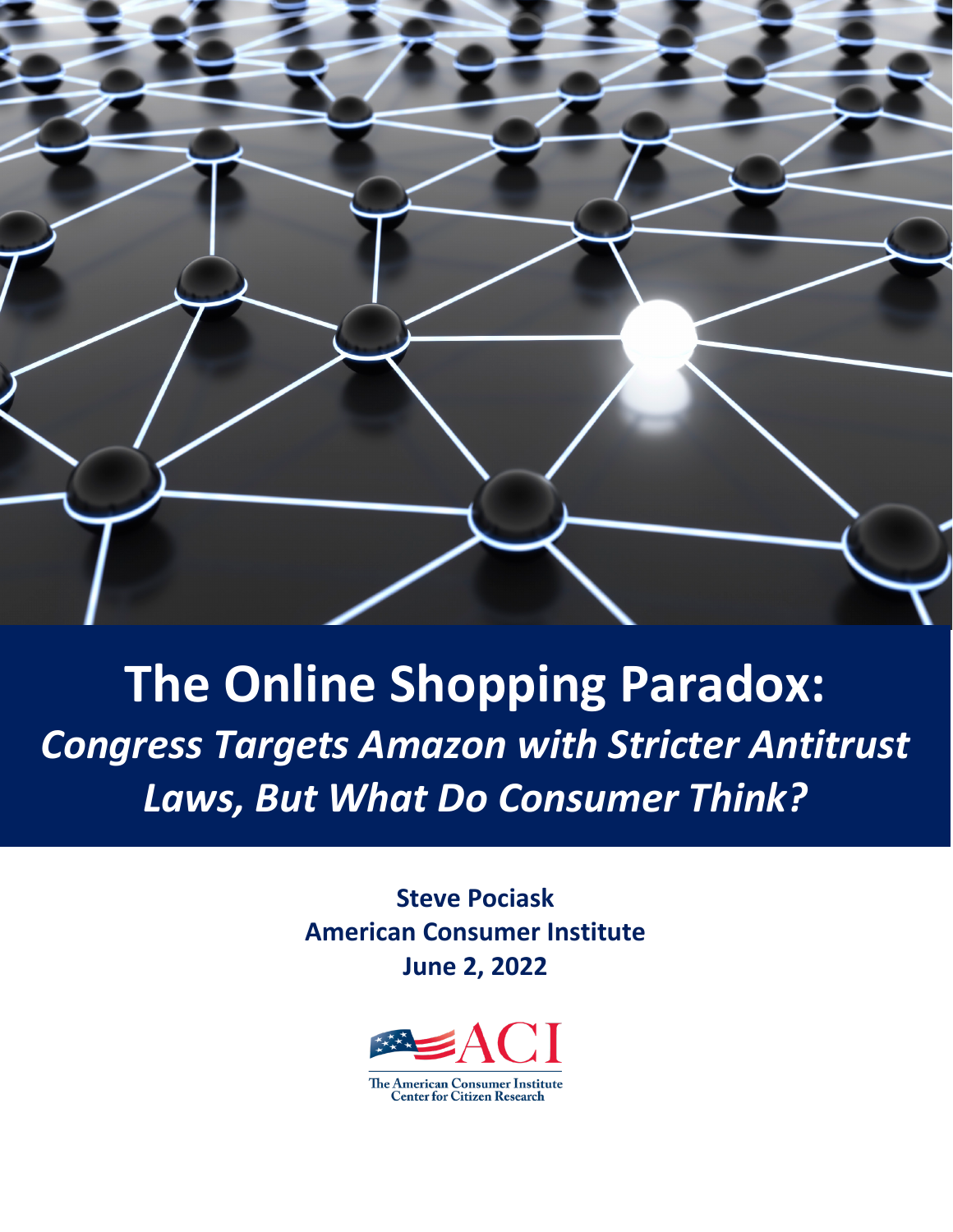# The Online Shopping Paradox:

## *Congress Targets Amazon with Stricter Antitrust Laws, But What Do Consumer Think?*

**Steve Pociask**
**American Consumer Institute**
**June 2, 2022**

The American Consumer Institute
Center for Citizen Research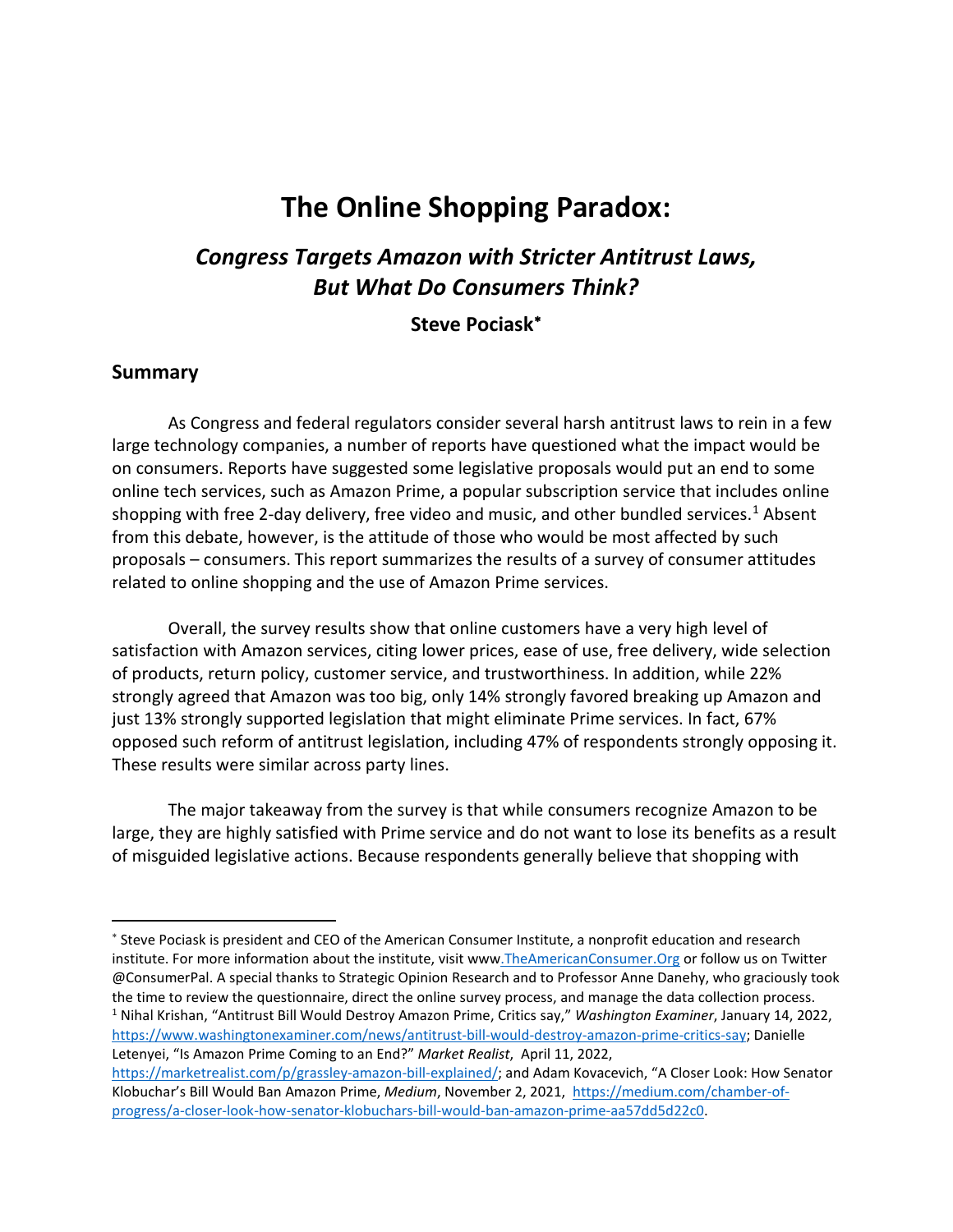# The Online Shopping Paradox:

## *Congress Targets Amazon with Stricter Antitrust Laws, But What Do Consumers Think?*

**Steve Pociask**[*]

## Summary

As Congress and federal regulators consider several harsh antitrust laws to rein in a few large technology companies, a number of reports have questioned what the impact would be on consumers. Reports have suggested some legislative proposals would put an end to some online tech services, such as Amazon Prime, a popular subscription service that includes online shopping with free 2-day delivery, free video and music, and other bundled services.[1] Absent from this debate, however, is the attitude of those who would be most affected by such proposals – consumers. This report summarizes the results of a survey of consumer attitudes related to online shopping and the use of Amazon Prime services.

Overall, the survey results show that online customers have a very high level of satisfaction with Amazon services, citing lower prices, ease of use, free delivery, wide selection of products, return policy, customer service, and trustworthiness. In addition, while 22% strongly agreed that Amazon was too big, only 14% strongly favored breaking up Amazon and just 13% strongly supported legislation that might eliminate Prime services. In fact, 67% opposed such reform of antitrust legislation, including 47% of respondents strongly opposing it. These results were similar across party lines.

The major takeaway from the survey is that while consumers recognize Amazon to be large, they are highly satisfied with Prime service and do not want to lose its benefits as a result of misguided legislative actions. Because respondents generally believe that shopping with

---

[*] Steve Pociask is president and CEO of the American Consumer Institute, a nonprofit education and research institute. For more information about the institute, visit www.TheAmericanConsumer.Org or follow us on Twitter @ConsumerPal. A special thanks to Strategic Opinion Research and to Professor Anne Danehy, who graciously took the time to review the questionnaire, direct the online survey process, and manage the data collection process.

[1] Nihal Krishan, "Antitrust Bill Would Destroy Amazon Prime, Critics say," *Washington Examiner*, January 14, 2022, https://www.washingtonexaminer.com/news/antitrust-bill-would-destroy-amazon-prime-critics-say; Danielle Letenyei, "Is Amazon Prime Coming to an End?" *Market Realist*, April 11, 2022, https://marketrealist.com/p/grassley-amazon-bill-explained/; and Adam Kovacevich, "A Closer Look: How Senator Klobuchar's Bill Would Ban Amazon Prime, *Medium*, November 2, 2021, https://medium.com/chamber-of-progress/a-closer-look-how-senator-klobuchars-bill-would-ban-amazon-prime-aa57dd5d22c0.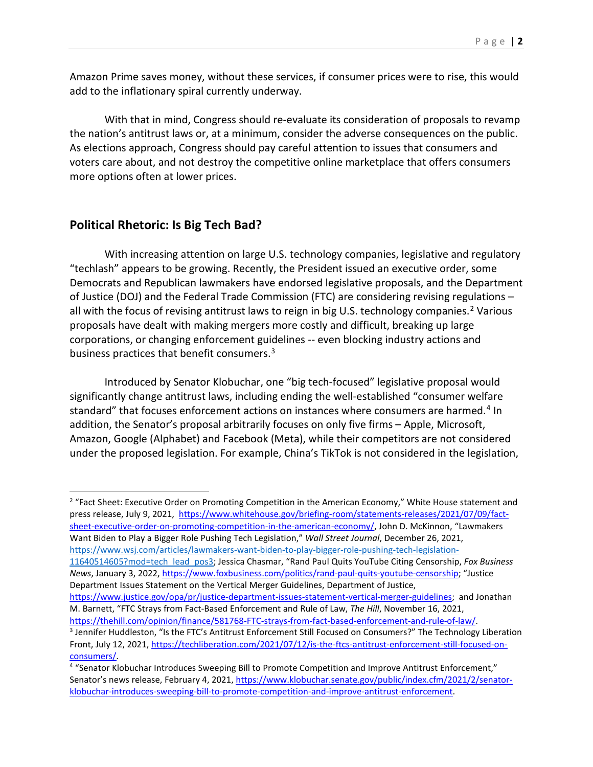Amazon Prime saves money, without these services, if consumer prices were to rise, this would add to the inflationary spiral currently underway.

With that in mind, Congress should re-evaluate its consideration of proposals to revamp the nation's antitrust laws or, at a minimum, consider the adverse consequences on the public. As elections approach, Congress should pay careful attention to issues that consumers and voters care about, and not destroy the competitive online marketplace that offers consumers more options often at lower prices.

## Political Rhetoric: Is Big Tech Bad?

With increasing attention on large U.S. technology companies, legislative and regulatory "techlash" appears to be growing. Recently, the President issued an executive order, some Democrats and Republican lawmakers have endorsed legislative proposals, and the Department of Justice (DOJ) and the Federal Trade Commission (FTC) are considering revising regulations – all with the focus of revising antitrust laws to reign in big U.S. technology companies.[2] Various proposals have dealt with making mergers more costly and difficult, breaking up large corporations, or changing enforcement guidelines -- even blocking industry actions and business practices that benefit consumers.[3]

Introduced by Senator Klobuchar, one "big tech-focused" legislative proposal would significantly change antitrust laws, including ending the well-established "consumer welfare standard" that focuses enforcement actions on instances where consumers are harmed.[4] In addition, the Senator's proposal arbitrarily focuses on only five firms – Apple, Microsoft, Amazon, Google (Alphabet) and Facebook (Meta), while their competitors are not considered under the proposed legislation. For example, China's TikTok is not considered in the legislation,

---

[2] "Fact Sheet: Executive Order on Promoting Competition in the American Economy," White House statement and press release, July 9, 2021, https://www.whitehouse.gov/briefing-room/statements-releases/2021/07/09/fact-sheet-executive-order-on-promoting-competition-in-the-american-economy/, John D. McKinnon, "Lawmakers Want Biden to Play a Bigger Role Pushing Tech Legislation," *Wall Street Journal*, December 26, 2021, https://www.wsj.com/articles/lawmakers-want-biden-to-play-bigger-role-pushing-tech-legislation-11640514605?mod=tech_lead_pos3; Jessica Chasmar, "Rand Paul Quits YouTube Citing Censorship, *Fox Business News*, January 3, 2022, https://www.foxbusiness.com/politics/rand-paul-quits-youtube-censorship; "Justice Department Issues Statement on the Vertical Merger Guidelines, Department of Justice, https://www.justice.gov/opa/pr/justice-department-issues-statement-vertical-merger-guidelines; and Jonathan M. Barnett, "FTC Strays from Fact-Based Enforcement and Rule of Law, *The Hill*, November 16, 2021, https://thehill.com/opinion/finance/581768-FTC-strays-from-fact-based-enforcement-and-rule-of-law/.

[3] Jennifer Huddleston, "Is the FTC's Antitrust Enforcement Still Focused on Consumers?" The Technology Liberation Front, July 12, 2021, https://techliberation.com/2021/07/12/is-the-ftcs-antitrust-enforcement-still-focused-on-consumers/.

[4] "Senator Klobuchar Introduces Sweeping Bill to Promote Competition and Improve Antitrust Enforcement," Senator's news release, February 4, 2021, https://www.klobuchar.senate.gov/public/index.cfm/2021/2/senator-klobuchar-introduces-sweeping-bill-to-promote-competition-and-improve-antitrust-enforcement.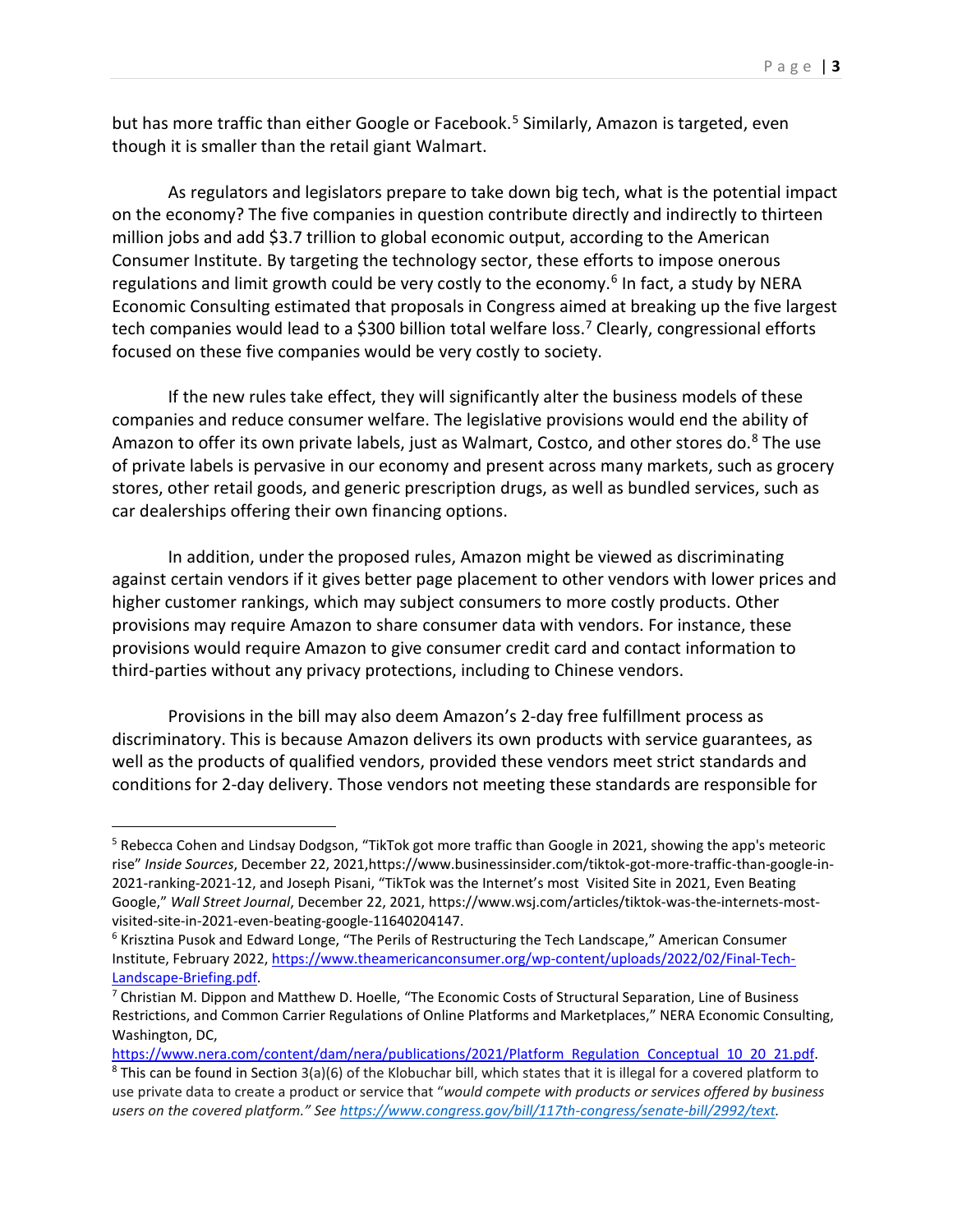but has more traffic than either Google or Facebook.[5] Similarly, Amazon is targeted, even though it is smaller than the retail giant Walmart.

As regulators and legislators prepare to take down big tech, what is the potential impact on the economy? The five companies in question contribute directly and indirectly to thirteen million jobs and add $3.7 trillion to global economic output, according to the American Consumer Institute. By targeting the technology sector, these efforts to impose onerous regulations and limit growth could be very costly to the economy.[6] In fact, a study by NERA Economic Consulting estimated that proposals in Congress aimed at breaking up the five largest tech companies would lead to a $300 billion total welfare loss.[7] Clearly, congressional efforts focused on these five companies would be very costly to society.

If the new rules take effect, they will significantly alter the business models of these companies and reduce consumer welfare. The legislative provisions would end the ability of Amazon to offer its own private labels, just as Walmart, Costco, and other stores do.[8] The use of private labels is pervasive in our economy and present across many markets, such as grocery stores, other retail goods, and generic prescription drugs, as well as bundled services, such as car dealerships offering their own financing options.

In addition, under the proposed rules, Amazon might be viewed as discriminating against certain vendors if it gives better page placement to other vendors with lower prices and higher customer rankings, which may subject consumers to more costly products. Other provisions may require Amazon to share consumer data with vendors. For instance, these provisions would require Amazon to give consumer credit card and contact information to third-parties without any privacy protections, including to Chinese vendors.

Provisions in the bill may also deem Amazon's 2-day free fulfillment process as discriminatory. This is because Amazon delivers its own products with service guarantees, as well as the products of qualified vendors, provided these vendors meet strict standards and conditions for 2-day delivery. Those vendors not meeting these standards are responsible for

---

[5] Rebecca Cohen and Lindsay Dodgson, "TikTok got more traffic than Google in 2021, showing the app's meteoric rise" *Inside Sources*, December 22, 2021,https://www.businessinsider.com/tiktok-got-more-traffic-than-google-in-2021-ranking-2021-12, and Joseph Pisani, "TikTok was the Internet's most Visited Site in 2021, Even Beating Google," *Wall Street Journal*, December 22, 2021, https://www.wsj.com/articles/tiktok-was-the-internets-most-visited-site-in-2021-even-beating-google-11640204147.

[6] Krisztina Pusok and Edward Longe, "The Perils of Restructuring the Tech Landscape," American Consumer Institute, February 2022, https://www.theamericanconsumer.org/wp-content/uploads/2022/02/Final-Tech-Landscape-Briefing.pdf.

[7] Christian M. Dippon and Matthew D. Hoelle, "The Economic Costs of Structural Separation, Line of Business Restrictions, and Common Carrier Regulations of Online Platforms and Marketplaces," NERA Economic Consulting, Washington, DC, https://www.nera.com/content/dam/nera/publications/2021/Platform_Regulation_Conceptual_10_20_21.pdf.

[8] This can be found in Section 3(a)(6) of the Klobuchar bill, which states that it is illegal for a covered platform to use private data to create a product or service that "*would compete with products or services offered by business users on the covered platform." See https://www.congress.gov/bill/117th-congress/senate-bill/2992/text.*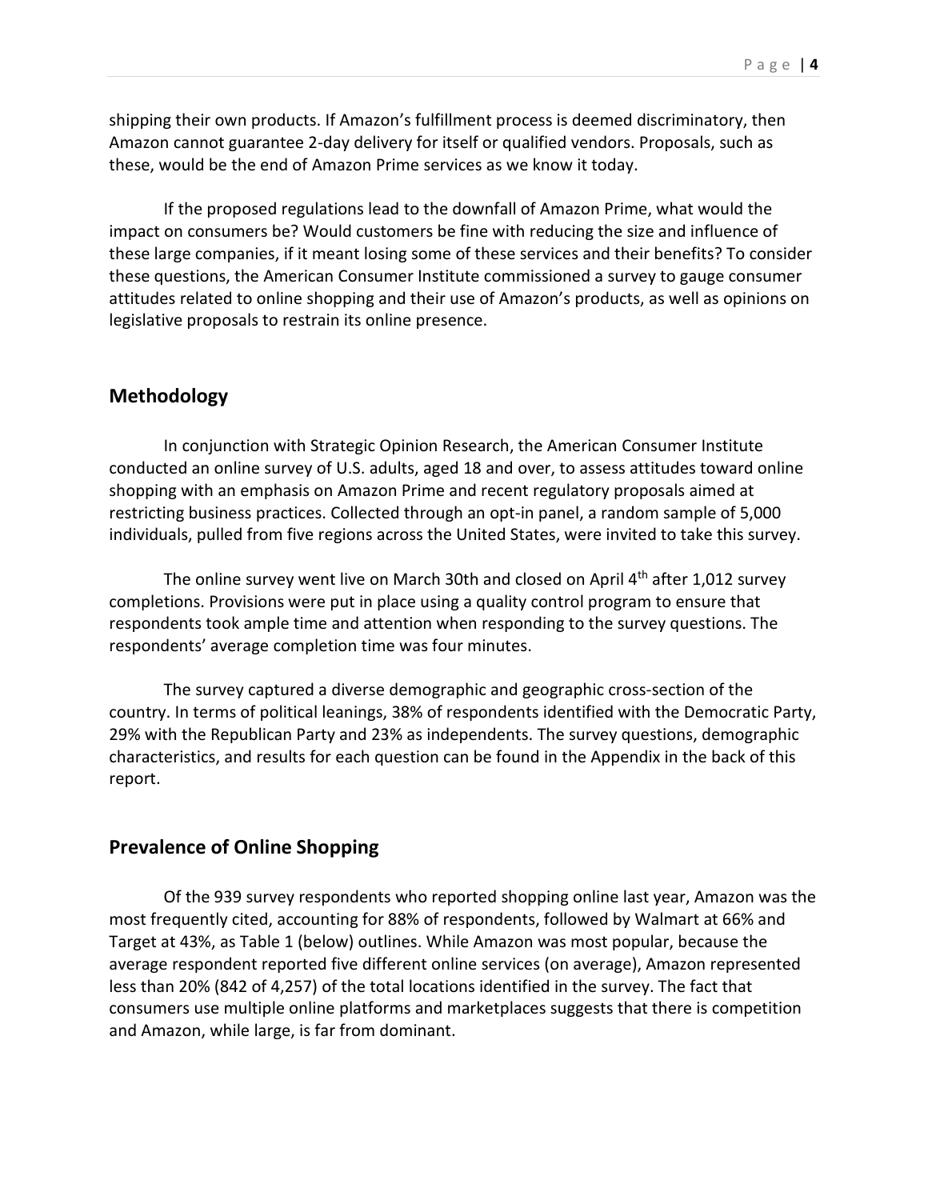shipping their own products. If Amazon's fulfillment process is deemed discriminatory, then Amazon cannot guarantee 2-day delivery for itself or qualified vendors. Proposals, such as these, would be the end of Amazon Prime services as we know it today.

If the proposed regulations lead to the downfall of Amazon Prime, what would the impact on consumers be? Would customers be fine with reducing the size and influence of these large companies, if it meant losing some of these services and their benefits? To consider these questions, the American Consumer Institute commissioned a survey to gauge consumer attitudes related to online shopping and their use of Amazon's products, as well as opinions on legislative proposals to restrain its online presence.

## Methodology

In conjunction with Strategic Opinion Research, the American Consumer Institute conducted an online survey of U.S. adults, aged 18 and over, to assess attitudes toward online shopping with an emphasis on Amazon Prime and recent regulatory proposals aimed at restricting business practices. Collected through an opt-in panel, a random sample of 5,000 individuals, pulled from five regions across the United States, were invited to take this survey.

The online survey went live on March 30th and closed on April 4th after 1,012 survey completions. Provisions were put in place using a quality control program to ensure that respondents took ample time and attention when responding to the survey questions. The respondents' average completion time was four minutes.

The survey captured a diverse demographic and geographic cross-section of the country. In terms of political leanings, 38% of respondents identified with the Democratic Party, 29% with the Republican Party and 23% as independents. The survey questions, demographic characteristics, and results for each question can be found in the Appendix in the back of this report.

## Prevalence of Online Shopping

Of the 939 survey respondents who reported shopping online last year, Amazon was the most frequently cited, accounting for 88% of respondents, followed by Walmart at 66% and Target at 43%, as Table 1 (below) outlines. While Amazon was most popular, because the average respondent reported five different online services (on average), Amazon represented less than 20% (842 of 4,257) of the total locations identified in the survey. The fact that consumers use multiple online platforms and marketplaces suggests that there is competition and Amazon, while large, is far from dominant.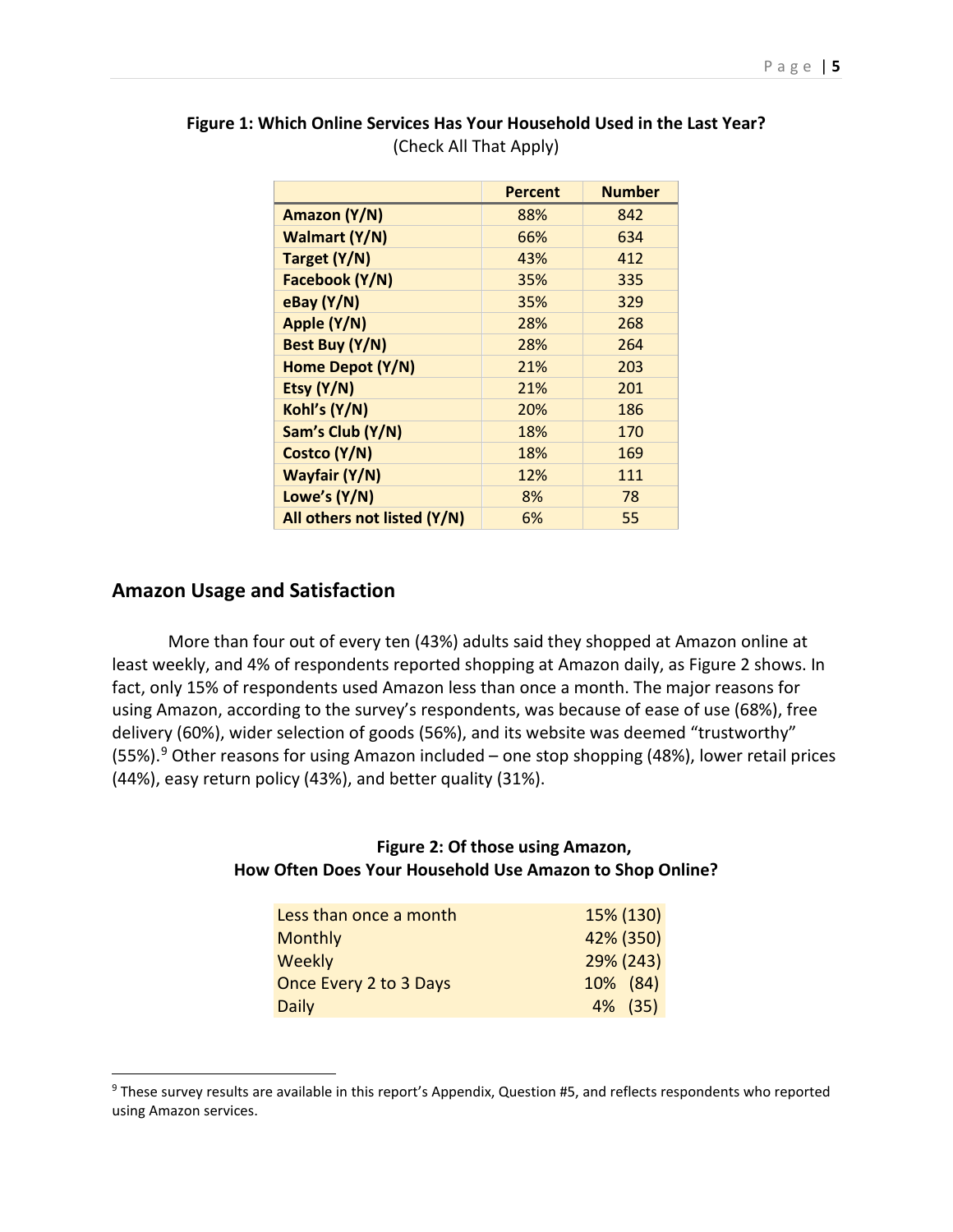**Figure 1: Which Online Services Has Your Household Used in the Last Year?**
(Check All That Apply)

| | Percent | Number |
|---|---|---|
| **Amazon (Y/N)** | 88% | 842 |
| **Walmart (Y/N)** | 66% | 634 |
| **Target (Y/N)** | 43% | 412 |
| **Facebook (Y/N)** | 35% | 335 |
| **eBay (Y/N)** | 35% | 329 |
| **Apple (Y/N)** | 28% | 268 |
| **Best Buy (Y/N)** | 28% | 264 |
| **Home Depot (Y/N)** | 21% | 203 |
| **Etsy (Y/N)** | 21% | 201 |
| **Kohl's (Y/N)** | 20% | 186 |
| **Sam's Club (Y/N)** | 18% | 170 |
| **Costco (Y/N)** | 18% | 169 |
| **Wayfair (Y/N)** | 12% | 111 |
| **Lowe's (Y/N)** | 8% | 78 |
| **All others not listed (Y/N)** | 6% | 55 |

## Amazon Usage and Satisfaction

More than four out of every ten (43%) adults said they shopped at Amazon online at least weekly, and 4% of respondents reported shopping at Amazon daily, as Figure 2 shows. In fact, only 15% of respondents used Amazon less than once a month. The major reasons for using Amazon, according to the survey's respondents, was because of ease of use (68%), free delivery (60%), wider selection of goods (56%), and its website was deemed "trustworthy" (55%).[9] Other reasons for using Amazon included – one stop shopping (48%), lower retail prices (44%), easy return policy (43%), and better quality (31%).

**Figure 2: Of those using Amazon,**
**How Often Does Your Household Use Amazon to Shop Online?**

| | |
|---|---|
| Less than once a month | 15% (130) |
| Monthly | 42% (350) |
| Weekly | 29% (243) |
| Once Every 2 to 3 Days | 10% (84) |
| Daily | 4% (35) |

[9] These survey results are available in this report's Appendix, Question #5, and reflects respondents who reported using Amazon services.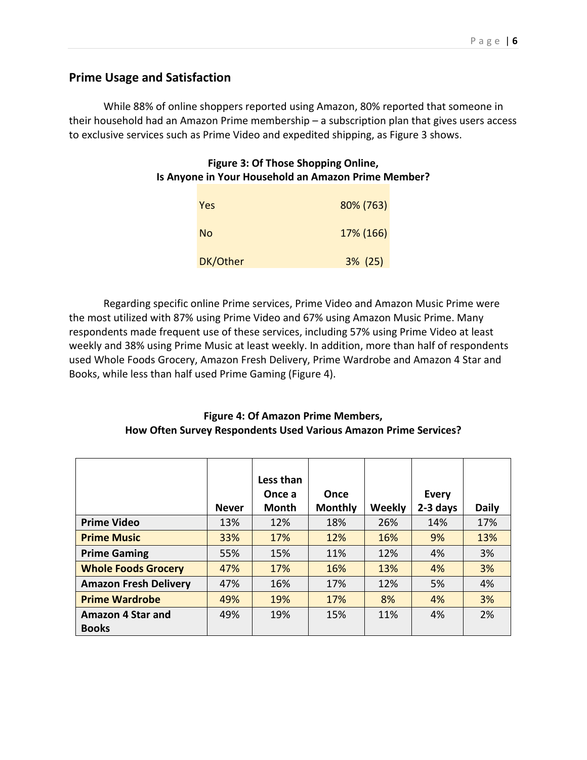## Prime Usage and Satisfaction

While 88% of online shoppers reported using Amazon, 80% reported that someone in their household had an Amazon Prime membership – a subscription plan that gives users access to exclusive services such as Prime Video and expedited shipping, as Figure 3 shows.

**Figure 3: Of Those Shopping Online, Is Anyone in Your Household an Amazon Prime Member?**

| | |
|---|---|
| Yes | 80% (763) |
| No | 17% (166) |
| DK/Other | 3% (25) |

Regarding specific online Prime services, Prime Video and Amazon Music Prime were the most utilized with 87% using Prime Video and 67% using Amazon Music Prime. Many respondents made frequent use of these services, including 57% using Prime Video at least weekly and 38% using Prime Music at least weekly. In addition, more than half of respondents used Whole Foods Grocery, Amazon Fresh Delivery, Prime Wardrobe and Amazon 4 Star and Books, while less than half used Prime Gaming (Figure 4).

**Figure 4: Of Amazon Prime Members, How Often Survey Respondents Used Various Amazon Prime Services?**

| | Never | Less than Once a Month | Once Monthly | Weekly | Every 2-3 days | Daily |
|---|---|---|---|---|---|---|
| **Prime Video** | 13% | 12% | 18% | 26% | 14% | 17% |
| **Prime Music** | 33% | 17% | 12% | 16% | 9% | 13% |
| **Prime Gaming** | 55% | 15% | 11% | 12% | 4% | 3% |
| **Whole Foods Grocery** | 47% | 17% | 16% | 13% | 4% | 3% |
| **Amazon Fresh Delivery** | 47% | 16% | 17% | 12% | 5% | 4% |
| **Prime Wardrobe** | 49% | 19% | 17% | 8% | 4% | 3% |
| **Amazon 4 Star and Books** | 49% | 19% | 15% | 11% | 4% | 2% |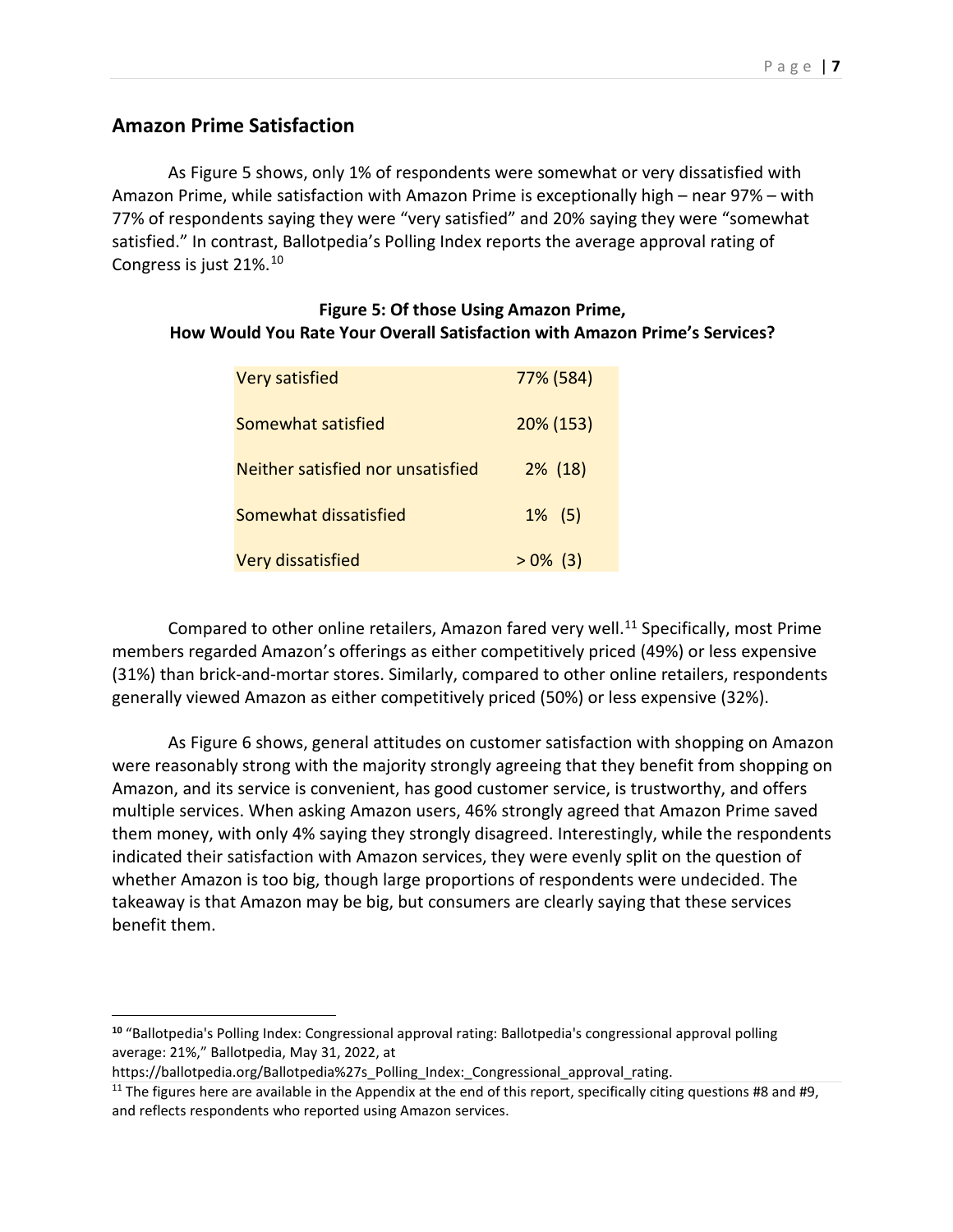## Amazon Prime Satisfaction

As Figure 5 shows, only 1% of respondents were somewhat or very dissatisfied with Amazon Prime, while satisfaction with Amazon Prime is exceptionally high – near 97% – with 77% of respondents saying they were "very satisfied" and 20% saying they were "somewhat satisfied." In contrast, Ballotpedia's Polling Index reports the average approval rating of Congress is just 21%.[10]

**Figure 5: Of those Using Amazon Prime, How Would You Rate Your Overall Satisfaction with Amazon Prime's Services?**

| | |
|---|---|
| Very satisfied | 77% (584) |
| Somewhat satisfied | 20% (153) |
| Neither satisfied nor unsatisfied | 2% (18) |
| Somewhat dissatisfied | 1% (5) |
| Very dissatisfied | > 0% (3) |

Compared to other online retailers, Amazon fared very well.[11] Specifically, most Prime members regarded Amazon's offerings as either competitively priced (49%) or less expensive (31%) than brick-and-mortar stores. Similarly, compared to other online retailers, respondents generally viewed Amazon as either competitively priced (50%) or less expensive (32%).

As Figure 6 shows, general attitudes on customer satisfaction with shopping on Amazon were reasonably strong with the majority strongly agreeing that they benefit from shopping on Amazon, and its service is convenient, has good customer service, is trustworthy, and offers multiple services. When asking Amazon users, 46% strongly agreed that Amazon Prime saved them money, with only 4% saying they strongly disagreed. Interestingly, while the respondents indicated their satisfaction with Amazon services, they were evenly split on the question of whether Amazon is too big, though large proportions of respondents were undecided. The takeaway is that Amazon may be big, but consumers are clearly saying that these services benefit them.

---

[10] "Ballotpedia's Polling Index: Congressional approval rating: Ballotpedia's congressional approval polling average: 21%," Ballotpedia, May 31, 2022, at https://ballotpedia.org/Ballotpedia%27s_Polling_Index:_Congressional_approval_rating.

[11] The figures here are available in the Appendix at the end of this report, specifically citing questions #8 and #9, and reflects respondents who reported using Amazon services.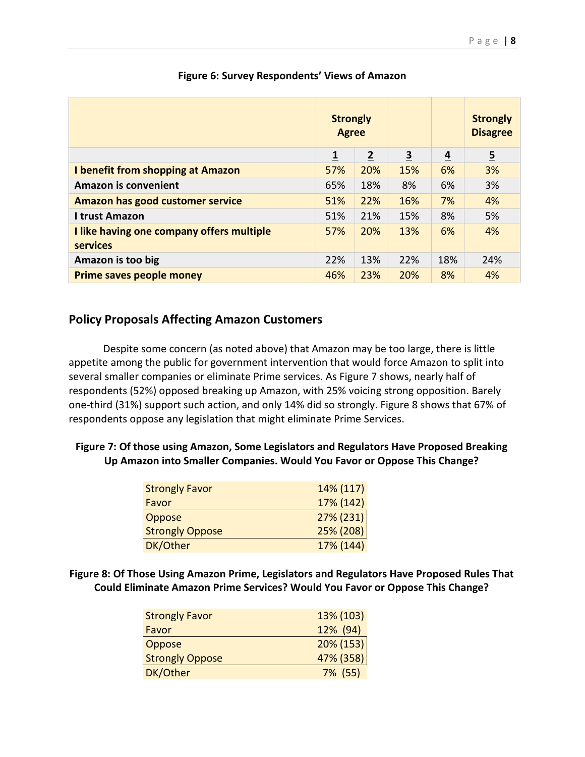**Figure 6: Survey Respondents' Views of Amazon**

| | Strongly Agree | | | | Strongly Disagree |
|---|---|---|---|---|---|
| | 1 | 2 | 3 | 4 | 5 |
| **I benefit from shopping at Amazon** | 57% | 20% | 15% | 6% | 3% |
| **Amazon is convenient** | 65% | 18% | 8% | 6% | 3% |
| **Amazon has good customer service** | 51% | 22% | 16% | 7% | 4% |
| **I trust Amazon** | 51% | 21% | 15% | 8% | 5% |
| **I like having one company offers multiple services** | 57% | 20% | 13% | 6% | 4% |
| **Amazon is too big** | 22% | 13% | 22% | 18% | 24% |
| **Prime saves people money** | 46% | 23% | 20% | 8% | 4% |

## Policy Proposals Affecting Amazon Customers

Despite some concern (as noted above) that Amazon may be too large, there is little appetite among the public for government intervention that would force Amazon to split into several smaller companies or eliminate Prime services. As Figure 7 shows, nearly half of respondents (52%) opposed breaking up Amazon, with 25% voicing strong opposition. Barely one-third (31%) support such action, and only 14% did so strongly. Figure 8 shows that 67% of respondents oppose any legislation that might eliminate Prime Services.

**Figure 7: Of those using Amazon, Some Legislators and Regulators Have Proposed Breaking Up Amazon into Smaller Companies. Would You Favor or Oppose This Change?**

| Response | Percent (n) |
|---|---|
| Strongly Favor | 14% (117) |
| Favor | 17% (142) |
| Oppose | 27% (231) |
| Strongly Oppose | 25% (208) |
| DK/Other | 17% (144) |

**Figure 8: Of Those Using Amazon Prime, Legislators and Regulators Have Proposed Rules That Could Eliminate Amazon Prime Services? Would You Favor or Oppose This Change?**

| Response | Percent (n) |
|---|---|
| Strongly Favor | 13% (103) |
| Favor | 12% (94) |
| Oppose | 20% (153) |
| Strongly Oppose | 47% (358) |
| DK/Other | 7% (55) |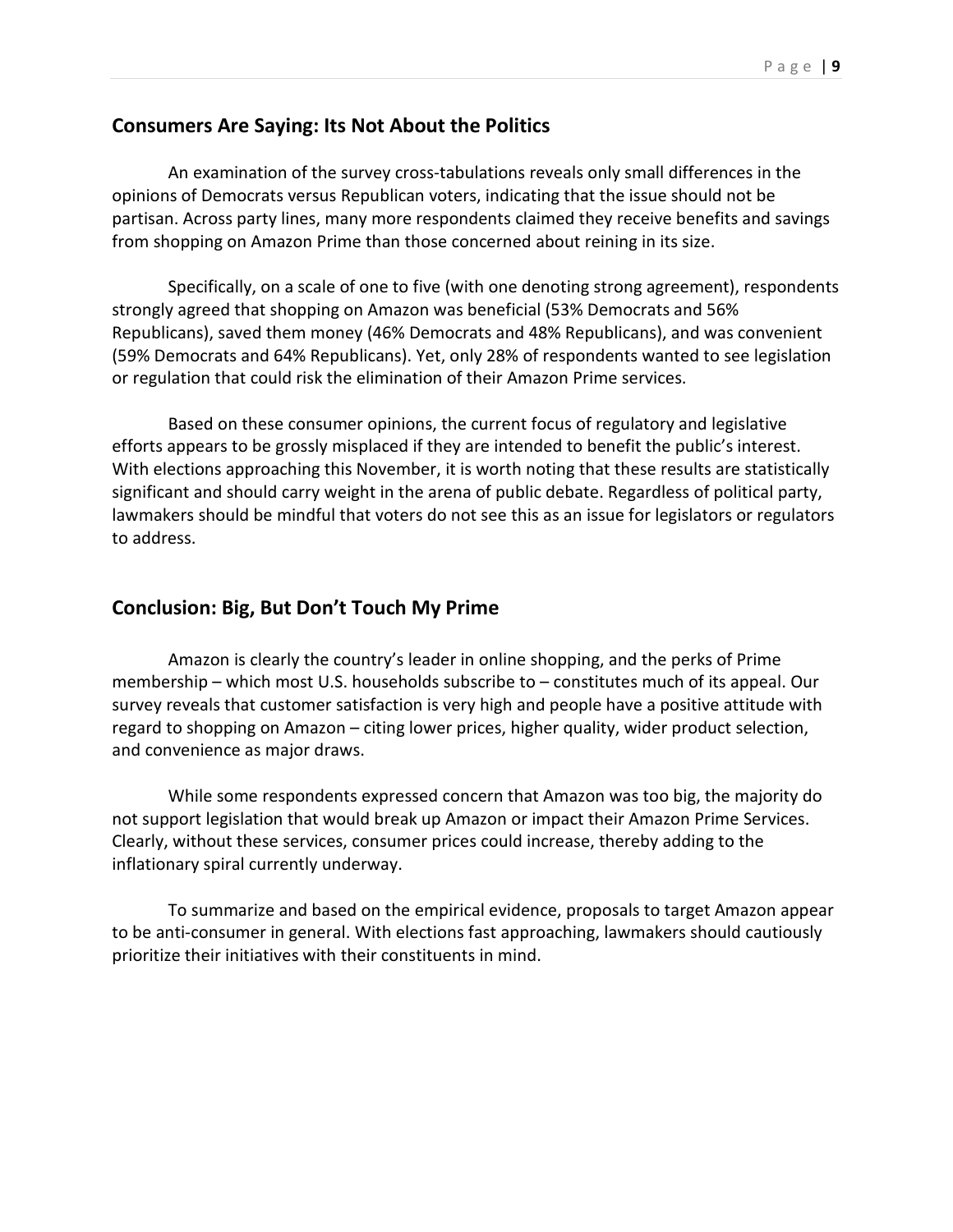## Consumers Are Saying: Its Not About the Politics

An examination of the survey cross-tabulations reveals only small differences in the opinions of Democrats versus Republican voters, indicating that the issue should not be partisan. Across party lines, many more respondents claimed they receive benefits and savings from shopping on Amazon Prime than those concerned about reining in its size.

Specifically, on a scale of one to five (with one denoting strong agreement), respondents strongly agreed that shopping on Amazon was beneficial (53% Democrats and 56% Republicans), saved them money (46% Democrats and 48% Republicans), and was convenient (59% Democrats and 64% Republicans). Yet, only 28% of respondents wanted to see legislation or regulation that could risk the elimination of their Amazon Prime services.

Based on these consumer opinions, the current focus of regulatory and legislative efforts appears to be grossly misplaced if they are intended to benefit the public's interest. With elections approaching this November, it is worth noting that these results are statistically significant and should carry weight in the arena of public debate. Regardless of political party, lawmakers should be mindful that voters do not see this as an issue for legislators or regulators to address.

## Conclusion: Big, But Don't Touch My Prime

Amazon is clearly the country's leader in online shopping, and the perks of Prime membership – which most U.S. households subscribe to – constitutes much of its appeal. Our survey reveals that customer satisfaction is very high and people have a positive attitude with regard to shopping on Amazon – citing lower prices, higher quality, wider product selection, and convenience as major draws.

While some respondents expressed concern that Amazon was too big, the majority do not support legislation that would break up Amazon or impact their Amazon Prime Services. Clearly, without these services, consumer prices could increase, thereby adding to the inflationary spiral currently underway.

To summarize and based on the empirical evidence, proposals to target Amazon appear to be anti-consumer in general. With elections fast approaching, lawmakers should cautiously prioritize their initiatives with their constituents in mind.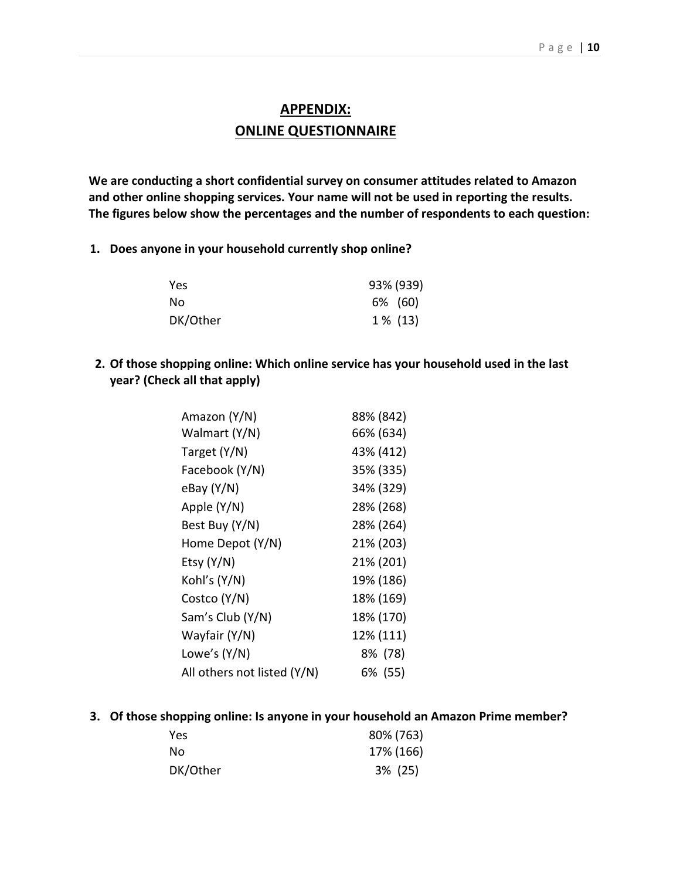## APPENDIX:
## ONLINE QUESTIONNAIRE

**We are conducting a short confidential survey on consumer attitudes related to Amazon and other online shopping services. Your name will not be used in reporting the results. The figures below show the percentages and the number of respondents to each question:**

**1. Does anyone in your household currently shop online?**

| | |
|---|---|
| Yes | 93% (939) |
| No | 6% (60) |
| DK/Other | 1 % (13) |

**2. Of those shopping online: Which online service has your household used in the last year? (Check all that apply)**

| | |
|---|---|
| Amazon (Y/N) | 88% (842) |
| Walmart (Y/N) | 66% (634) |
| Target (Y/N) | 43% (412) |
| Facebook (Y/N) | 35% (335) |
| eBay (Y/N) | 34% (329) |
| Apple (Y/N) | 28% (268) |
| Best Buy (Y/N) | 28% (264) |
| Home Depot (Y/N) | 21% (203) |
| Etsy (Y/N) | 21% (201) |
| Kohl's (Y/N) | 19% (186) |
| Costco (Y/N) | 18% (169) |
| Sam's Club (Y/N) | 18% (170) |
| Wayfair (Y/N) | 12% (111) |
| Lowe's (Y/N) | 8% (78) |
| All others not listed (Y/N) | 6% (55) |

**3. Of those shopping online: Is anyone in your household an Amazon Prime member?**

| | |
|---|---|
| Yes | 80% (763) |
| No | 17% (166) |
| DK/Other | 3% (25) |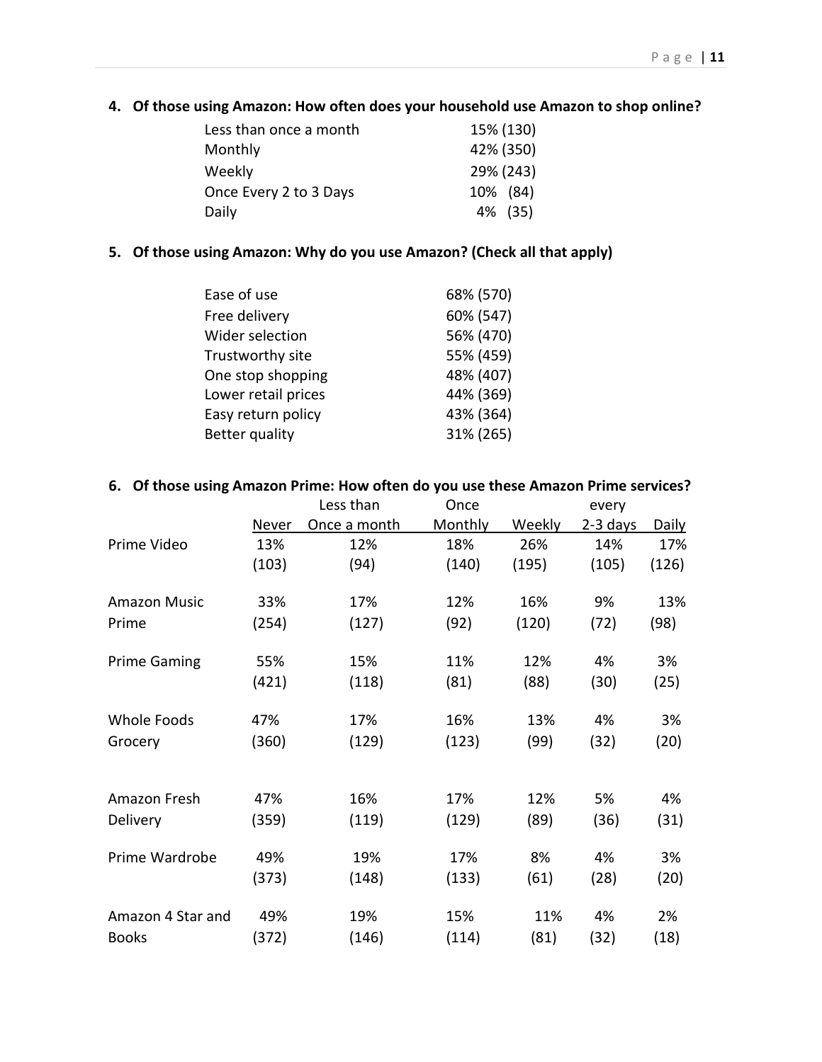**4. Of those using Amazon: How often does your household use Amazon to shop online?**

| | |
|---|---|
| Less than once a month | 15% (130) |
| Monthly | 42% (350) |
| Weekly | 29% (243) |
| Once Every 2 to 3 Days | 10% (84) |
| Daily | 4% (35) |

**5. Of those using Amazon: Why do you use Amazon? (Check all that apply)**

| | |
|---|---|
| Ease of use | 68% (570) |
| Free delivery | 60% (547) |
| Wider selection | 56% (470) |
| Trustworthy site | 55% (459) |
| One stop shopping | 48% (407) |
| Lower retail prices | 44% (369) |
| Easy return policy | 43% (364) |
| Better quality | 31% (265) |

**6. Of those using Amazon Prime: How often do you use these Amazon Prime services?**

| | Never | Less than Once a month | Once Monthly | Weekly | every 2-3 days | Daily |
|---|---|---|---|---|---|---|
| Prime Video | 13% (103) | 12% (94) | 18% (140) | 26% (195) | 14% (105) | 17% (126) |
| Amazon Music Prime | 33% (254) | 17% (127) | 12% (92) | 16% (120) | 9% (72) | 13% (98) |
| Prime Gaming | 55% (421) | 15% (118) | 11% (81) | 12% (88) | 4% (30) | 3% (25) |
| Whole Foods Grocery | 47% (360) | 17% (129) | 16% (123) | 13% (99) | 4% (32) | 3% (20) |
| Amazon Fresh Delivery | 47% (359) | 16% (119) | 17% (129) | 12% (89) | 5% (36) | 4% (31) |
| Prime Wardrobe | 49% (373) | 19% (148) | 17% (133) | 8% (61) | 4% (28) | 3% (20) |
| Amazon 4 Star and Books | 49% (372) | 19% (146) | 15% (114) | 11% (81) | 4% (32) | 2% (18) |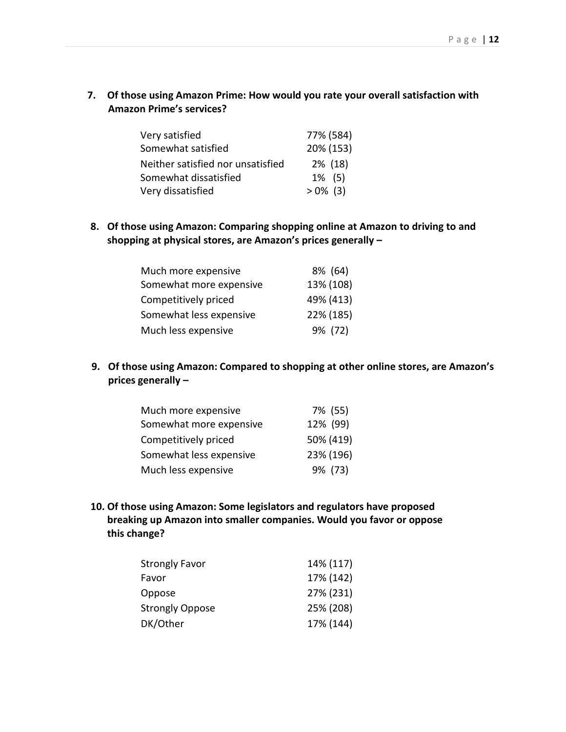**7. Of those using Amazon Prime: How would you rate your overall satisfaction with Amazon Prime's services?**

| | |
|---|---|
| Very satisfied | 77% (584) |
| Somewhat satisfied | 20% (153) |
| Neither satisfied nor unsatisfied | 2% (18) |
| Somewhat dissatisfied | 1% (5) |
| Very dissatisfied | > 0% (3) |

**8. Of those using Amazon: Comparing shopping online at Amazon to driving to and shopping at physical stores, are Amazon's prices generally –**

| | |
|---|---|
| Much more expensive | 8% (64) |
| Somewhat more expensive | 13% (108) |
| Competitively priced | 49% (413) |
| Somewhat less expensive | 22% (185) |
| Much less expensive | 9% (72) |

**9. Of those using Amazon: Compared to shopping at other online stores, are Amazon's prices generally –**

| | |
|---|---|
| Much more expensive | 7% (55) |
| Somewhat more expensive | 12% (99) |
| Competitively priced | 50% (419) |
| Somewhat less expensive | 23% (196) |
| Much less expensive | 9% (73) |

**10. Of those using Amazon: Some legislators and regulators have proposed breaking up Amazon into smaller companies. Would you favor or oppose this change?**

| | |
|---|---|
| Strongly Favor | 14% (117) |
| Favor | 17% (142) |
| Oppose | 27% (231) |
| Strongly Oppose | 25% (208) |
| DK/Other | 17% (144) |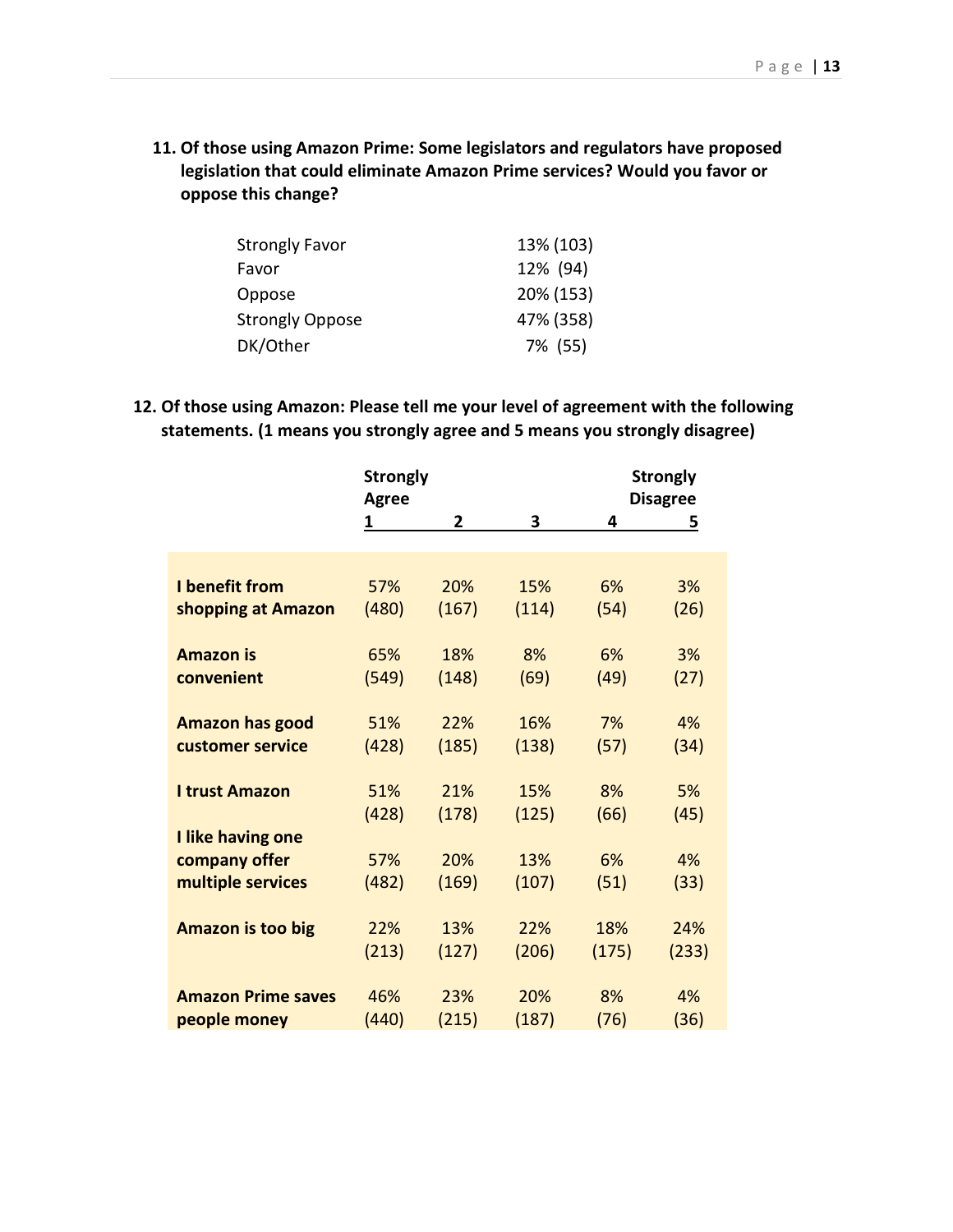**11. Of those using Amazon Prime: Some legislators and regulators have proposed legislation that could eliminate Amazon Prime services? Would you favor or oppose this change?**

| | |
|---|---|
| Strongly Favor | 13% (103) |
| Favor | 12% (94) |
| Oppose | 20% (153) |
| Strongly Oppose | 47% (358) |
| DK/Other | 7% (55) |

**12. Of those using Amazon: Please tell me your level of agreement with the following statements. (1 means you strongly agree and 5 means you strongly disagree)**

| | Strongly Agree 1 | 2 | 3 | 4 | Strongly Disagree 5 |
|---|---|---|---|---|---|
| **I benefit from shopping at Amazon** | 57% (480) | 20% (167) | 15% (114) | 6% (54) | 3% (26) |
| **Amazon is convenient** | 65% (549) | 18% (148) | 8% (69) | 6% (49) | 3% (27) |
| **Amazon has good customer service** | 51% (428) | 22% (185) | 16% (138) | 7% (57) | 4% (34) |
| **I trust Amazon** | 51% (428) | 21% (178) | 15% (125) | 8% (66) | 5% (45) |
| **I like having one company offer multiple services** | 57% (482) | 20% (169) | 13% (107) | 6% (51) | 4% (33) |
| **Amazon is too big** | 22% (213) | 13% (127) | 22% (206) | 18% (175) | 24% (233) |
| **Amazon Prime saves people money** | 46% (440) | 23% (215) | 20% (187) | 8% (76) | 4% (36) |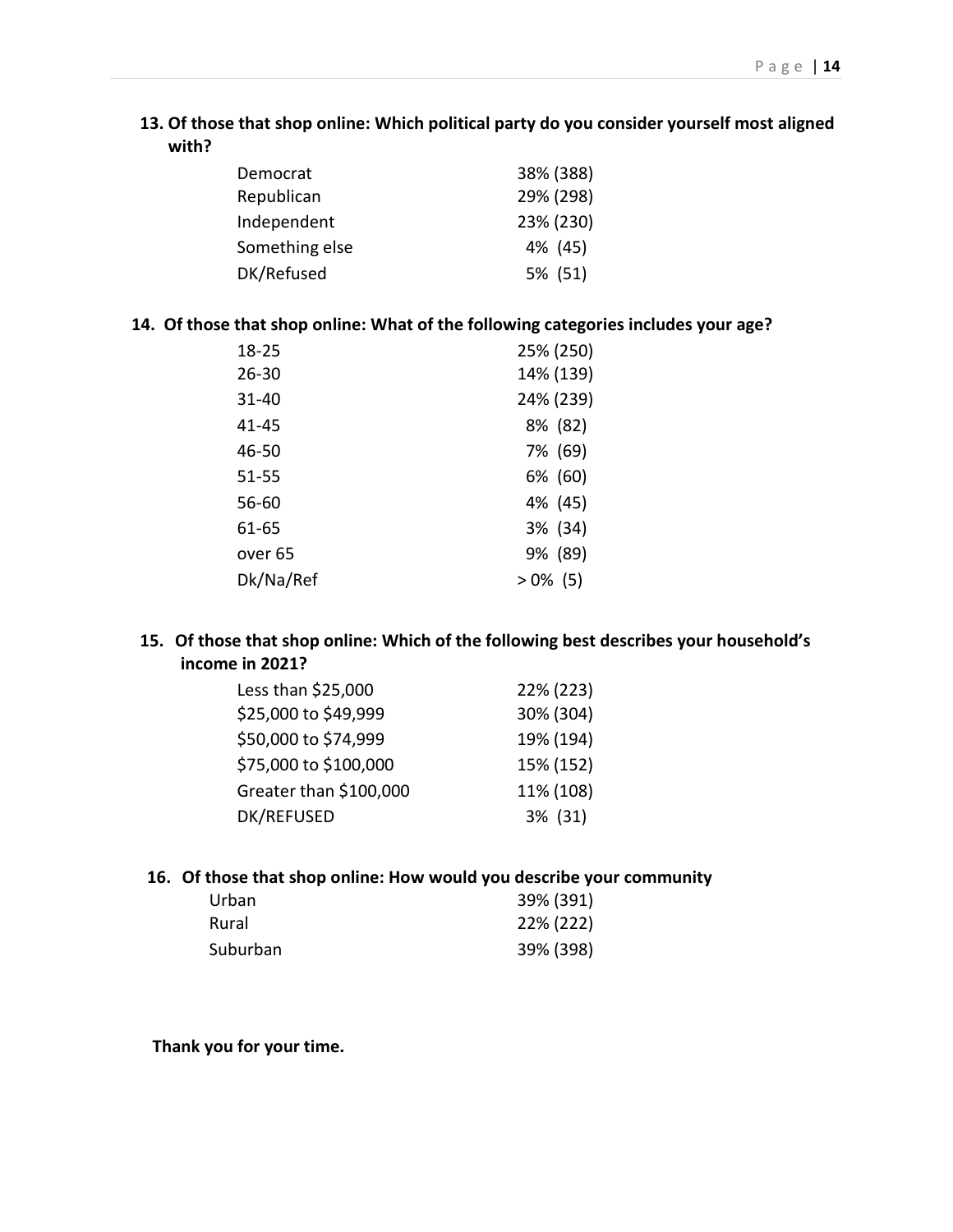**13. Of those that shop online: Which political party do you consider yourself most aligned with?**

| | |
|---|---|
| Democrat | 38% (388) |
| Republican | 29% (298) |
| Independent | 23% (230) |
| Something else | 4% (45) |
| DK/Refused | 5% (51) |

**14. Of those that shop online: What of the following categories includes your age?**

| | |
|---|---|
| 18-25 | 25% (250) |
| 26-30 | 14% (139) |
| 31-40 | 24% (239) |
| 41-45 | 8% (82) |
| 46-50 | 7% (69) |
| 51-55 | 6% (60) |
| 56-60 | 4% (45) |
| 61-65 | 3% (34) |
| over 65 | 9% (89) |
| Dk/Na/Ref | > 0% (5) |

**15. Of those that shop online: Which of the following best describes your household's income in 2021?**

| | |
|---|---|
| Less than $25,000 | 22% (223) |
| $25,000 to $49,999 | 30% (304) |
| $50,000 to $74,999 | 19% (194) |
| $75,000 to $100,000 | 15% (152) |
| Greater than $100,000 | 11% (108) |
| DK/REFUSED | 3% (31) |

**16. Of those that shop online: How would you describe your community**

| | |
|---|---|
| Urban | 39% (391) |
| Rural | 22% (222) |
| Suburban | 39% (398) |

**Thank you for your time.**